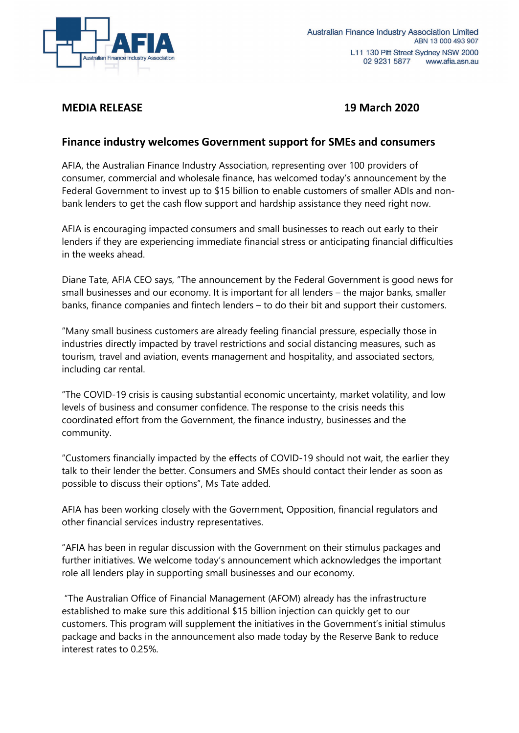Australian Finance Industry Association Limited
ABN 13 000 493 907
L11 130 Pitt Street Sydney NSW 2000
02 9231 5877 www.afia.asn.au

**MEDIA RELEASE** **19 March 2020**

## Finance industry welcomes Government support for SMEs and consumers

AFIA, the Australian Finance Industry Association, representing over 100 providers of consumer, commercial and wholesale finance, has welcomed today's announcement by the Federal Government to invest up to $15 billion to enable customers of smaller ADIs and non-bank lenders to get the cash flow support and hardship assistance they need right now.

AFIA is encouraging impacted consumers and small businesses to reach out early to their lenders if they are experiencing immediate financial stress or anticipating financial difficulties in the weeks ahead.

Diane Tate, AFIA CEO says, "The announcement by the Federal Government is good news for small businesses and our economy. It is important for all lenders – the major banks, smaller banks, finance companies and fintech lenders – to do their bit and support their customers.

"Many small business customers are already feeling financial pressure, especially those in industries directly impacted by travel restrictions and social distancing measures, such as tourism, travel and aviation, events management and hospitality, and associated sectors, including car rental.

"The COVID-19 crisis is causing substantial economic uncertainty, market volatility, and low levels of business and consumer confidence. The response to the crisis needs this coordinated effort from the Government, the finance industry, businesses and the community.

"Customers financially impacted by the effects of COVID-19 should not wait, the earlier they talk to their lender the better. Consumers and SMEs should contact their lender as soon as possible to discuss their options", Ms Tate added.

AFIA has been working closely with the Government, Opposition, financial regulators and other financial services industry representatives.

"AFIA has been in regular discussion with the Government on their stimulus packages and further initiatives. We welcome today's announcement which acknowledges the important role all lenders play in supporting small businesses and our economy.

"The Australian Office of Financial Management (AFOM) already has the infrastructure established to make sure this additional $15 billion injection can quickly get to our customers. This program will supplement the initiatives in the Government's initial stimulus package and backs in the announcement also made today by the Reserve Bank to reduce interest rates to 0.25%.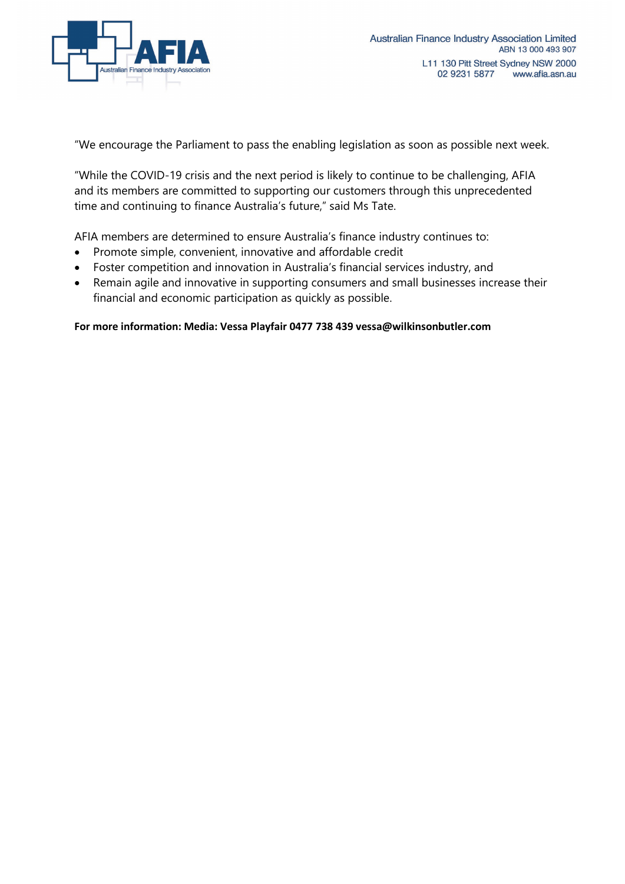"We encourage the Parliament to pass the enabling legislation as soon as possible next week.

"While the COVID-19 crisis and the next period is likely to continue to be challenging, AFIA and its members are committed to supporting our customers through this unprecedented time and continuing to finance Australia's future," said Ms Tate.

AFIA members are determined to ensure Australia's finance industry continues to:

- Promote simple, convenient, innovative and affordable credit
- Foster competition and innovation in Australia's financial services industry, and
- Remain agile and innovative in supporting consumers and small businesses increase their financial and economic participation as quickly as possible.

**For more information: Media: Vessa Playfair 0477 738 439 vessa@wilkinsonbutler.com**